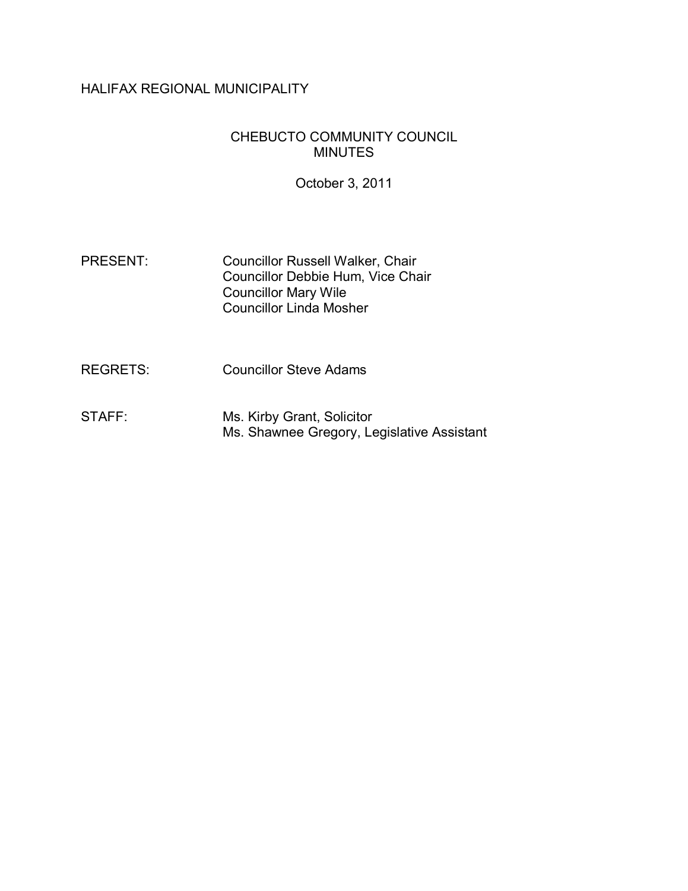HALIFAX REGIONAL MUNICIPALITY

# CHEBUCTO COMMUNITY COUNCIL MINUTES

October 3, 2011

PRESENT: Councillor Russell Walker, Chair
Councillor Debbie Hum, Vice Chair
Councillor Mary Wile
Councillor Linda Mosher

REGRETS: Councillor Steve Adams

STAFF: Ms. Kirby Grant, Solicitor
Ms. Shawnee Gregory, Legislative Assistant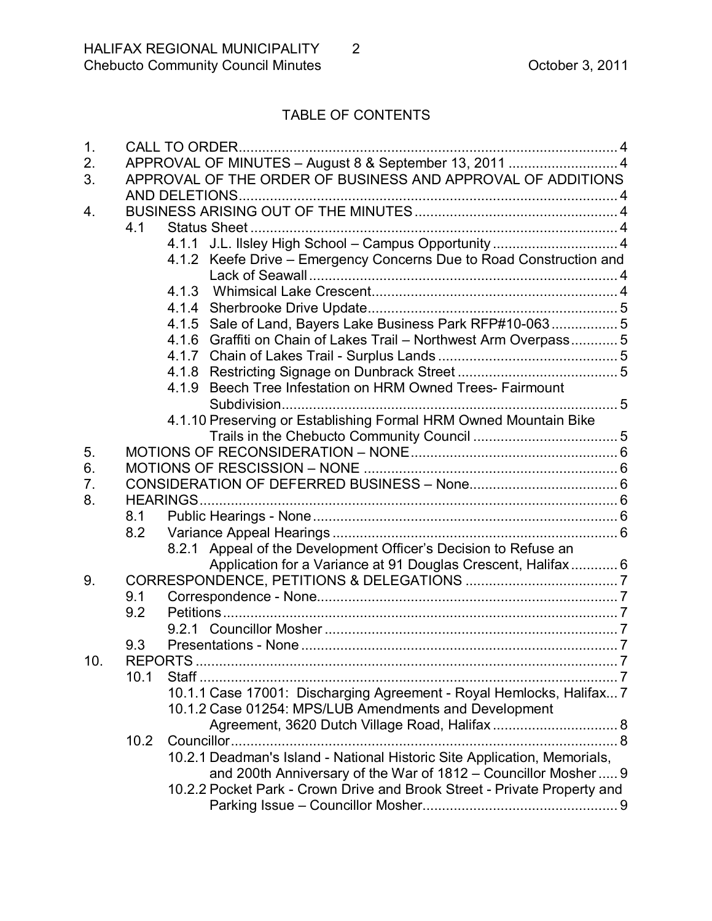## TABLE OF CONTENTS

1. CALL TO ORDER .... 4
2. APPROVAL OF MINUTES – August 8 & September 13, 2011 .... 4
3. APPROVAL OF THE ORDER OF BUSINESS AND APPROVAL OF ADDITIONS AND DELETIONS .... 4
4. BUSINESS ARISING OUT OF THE MINUTES .... 4
   - 4.1 Status Sheet .... 4
     - 4.1.1 J.L. Ilsley High School – Campus Opportunity .... 4
     - 4.1.2 Keefe Drive – Emergency Concerns Due to Road Construction and Lack of Seawall .... 4
     - 4.1.3 Whimsical Lake Crescent .... 4
     - 4.1.4 Sherbrooke Drive Update .... 5
     - 4.1.5 Sale of Land, Bayers Lake Business Park RFP#10-063 .... 5
     - 4.1.6 Graffiti on Chain of Lakes Trail – Northwest Arm Overpass .... 5
     - 4.1.7 Chain of Lakes Trail - Surplus Lands .... 5
     - 4.1.8 Restricting Signage on Dunbrack Street .... 5
     - 4.1.9 Beech Tree Infestation on HRM Owned Trees- Fairmount Subdivision .... 5
     - 4.1.10 Preserving or Establishing Formal HRM Owned Mountain Bike Trails in the Chebucto Community Council .... 5
5. MOTIONS OF RECONSIDERATION – NONE .... 6
6. MOTIONS OF RESCISSION – NONE .... 6
7. CONSIDERATION OF DEFERRED BUSINESS – None .... 6
8. HEARINGS .... 6
   - 8.1 Public Hearings - None .... 6
   - 8.2 Variance Appeal Hearings .... 6
     - 8.2.1 Appeal of the Development Officer's Decision to Refuse an Application for a Variance at 91 Douglas Crescent, Halifax .... 6
9. CORRESPONDENCE, PETITIONS & DELEGATIONS .... 7
   - 9.1 Correspondence - None .... 7
   - 9.2 Petitions .... 7
     - 9.2.1 Councillor Mosher .... 7
   - 9.3 Presentations - None .... 7
10. REPORTS .... 7
    - 10.1 Staff .... 7
      - 10.1.1 Case 17001: Discharging Agreement - Royal Hemlocks, Halifax .... 7
      - 10.1.2 Case 01254: MPS/LUB Amendments and Development Agreement, 3620 Dutch Village Road, Halifax .... 8
    - 10.2 Councillor .... 8
      - 10.2.1 Deadman's Island - National Historic Site Application, Memorials, and 200th Anniversary of the War of 1812 – Councillor Mosher .... 9
      - 10.2.2 Pocket Park - Crown Drive and Brook Street - Private Property and Parking Issue – Councillor Mosher .... 9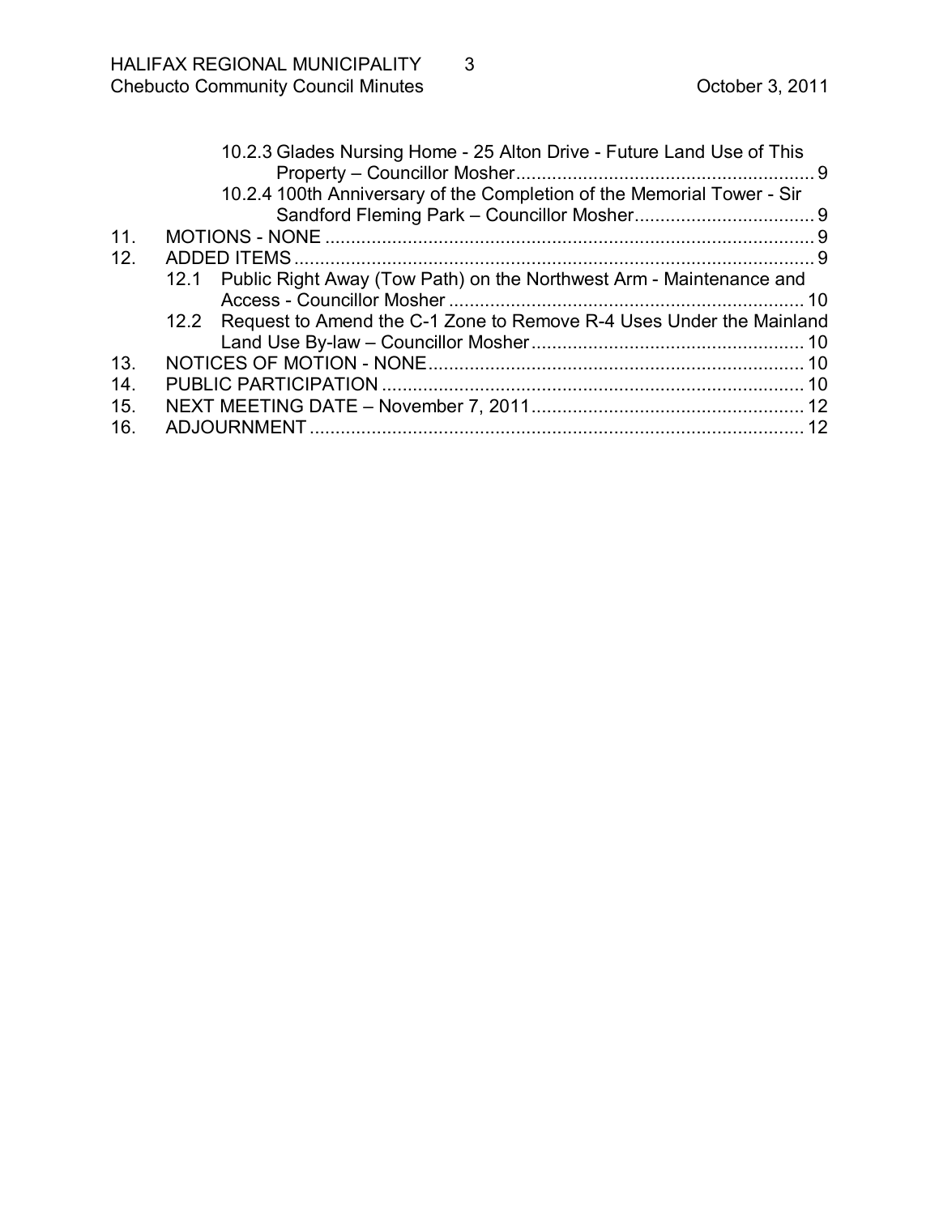10.2.3 Glades Nursing Home - 25 Alton Drive - Future Land Use of This Property – Councillor Mosher ........................................................ 9

10.2.4 100th Anniversary of the Completion of the Memorial Tower - Sir Sandford Fleming Park – Councillor Mosher .................................. 9

11. MOTIONS - NONE ........................................................................................... 9

12. ADDED ITEMS ................................................................................................. 9

12.1 Public Right Away (Tow Path) on the Northwest Arm - Maintenance and Access - Councillor Mosher .................................................................... 10

12.2 Request to Amend the C-1 Zone to Remove R-4 Uses Under the Mainland Land Use By-law – Councillor Mosher .................................................... 10

13. NOTICES OF MOTION - NONE ...................................................................... 10

14. PUBLIC PARTICIPATION ............................................................................... 10

15. NEXT MEETING DATE – November 7, 2011 .................................................. 12

16. ADJOURNMENT .............................................................................................. 12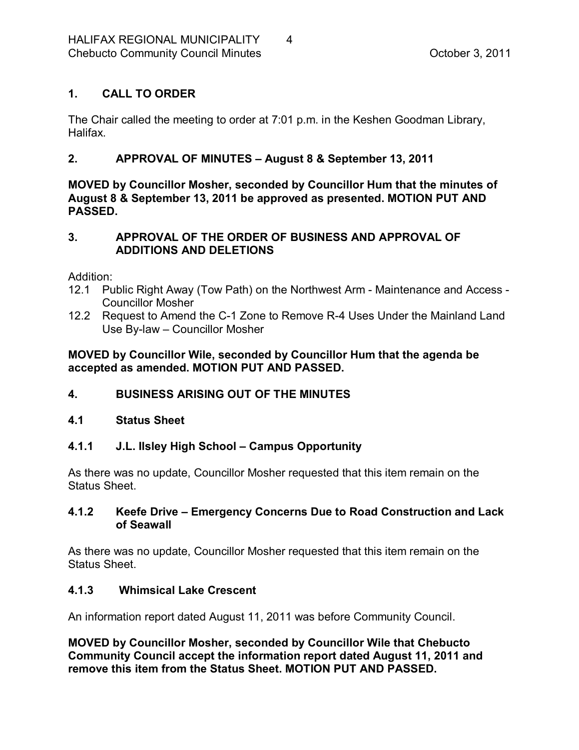## 1. CALL TO ORDER

The Chair called the meeting to order at 7:01 p.m. in the Keshen Goodman Library, Halifax.

## 2. APPROVAL OF MINUTES – August 8 & September 13, 2011

**MOVED by Councillor Mosher, seconded by Councillor Hum that the minutes of August 8 & September 13, 2011 be approved as presented. MOTION PUT AND PASSED.**

## 3. APPROVAL OF THE ORDER OF BUSINESS AND APPROVAL OF ADDITIONS AND DELETIONS

Addition:

12.1 Public Right Away (Tow Path) on the Northwest Arm - Maintenance and Access - Councillor Mosher

12.2 Request to Amend the C-1 Zone to Remove R-4 Uses Under the Mainland Land Use By-law – Councillor Mosher

**MOVED by Councillor Wile, seconded by Councillor Hum that the agenda be accepted as amended. MOTION PUT AND PASSED.**

## 4. BUSINESS ARISING OUT OF THE MINUTES

### 4.1 Status Sheet

### 4.1.1 J.L. Ilsley High School – Campus Opportunity

As there was no update, Councillor Mosher requested that this item remain on the Status Sheet.

### 4.1.2 Keefe Drive – Emergency Concerns Due to Road Construction and Lack of Seawall

As there was no update, Councillor Mosher requested that this item remain on the Status Sheet.

### 4.1.3 Whimsical Lake Crescent

An information report dated August 11, 2011 was before Community Council.

**MOVED by Councillor Mosher, seconded by Councillor Wile that Chebucto Community Council accept the information report dated August 11, 2011 and remove this item from the Status Sheet. MOTION PUT AND PASSED.**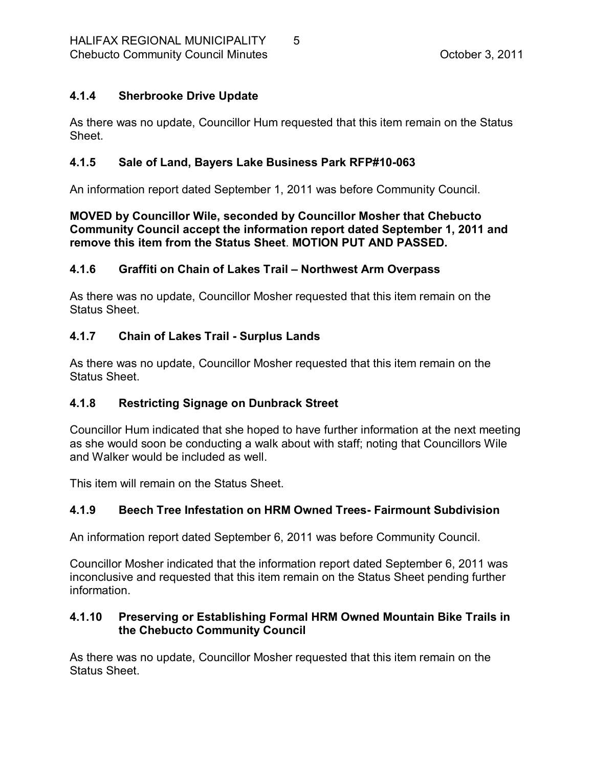### 4.1.4 Sherbrooke Drive Update

As there was no update, Councillor Hum requested that this item remain on the Status Sheet.

### 4.1.5 Sale of Land, Bayers Lake Business Park RFP#10-063

An information report dated September 1, 2011 was before Community Council.

**MOVED by Councillor Wile, seconded by Councillor Mosher that Chebucto Community Council accept the information report dated September 1, 2011 and remove this item from the Status Sheet. MOTION PUT AND PASSED.**

### 4.1.6 Graffiti on Chain of Lakes Trail – Northwest Arm Overpass

As there was no update, Councillor Mosher requested that this item remain on the Status Sheet.

### 4.1.7 Chain of Lakes Trail - Surplus Lands

As there was no update, Councillor Mosher requested that this item remain on the Status Sheet.

### 4.1.8 Restricting Signage on Dunbrack Street

Councillor Hum indicated that she hoped to have further information at the next meeting as she would soon be conducting a walk about with staff; noting that Councillors Wile and Walker would be included as well.

This item will remain on the Status Sheet.

### 4.1.9 Beech Tree Infestation on HRM Owned Trees- Fairmount Subdivision

An information report dated September 6, 2011 was before Community Council.

Councillor Mosher indicated that the information report dated September 6, 2011 was inconclusive and requested that this item remain on the Status Sheet pending further information.

### 4.1.10 Preserving or Establishing Formal HRM Owned Mountain Bike Trails in the Chebucto Community Council

As there was no update, Councillor Mosher requested that this item remain on the Status Sheet.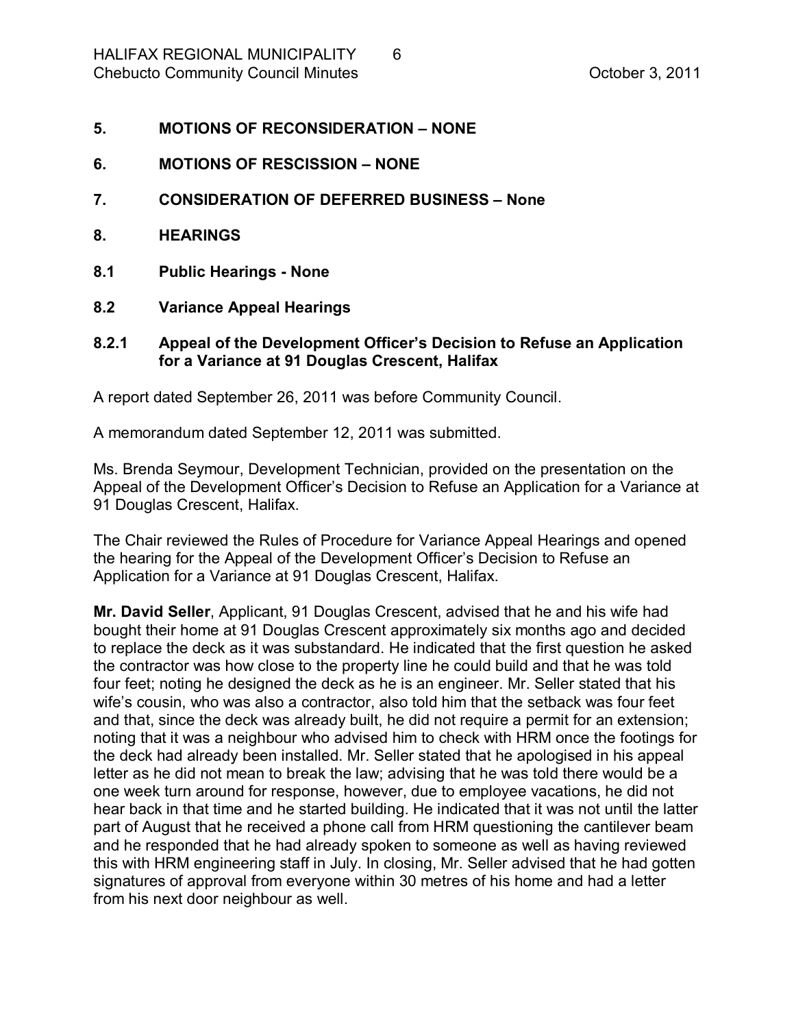## 5. MOTIONS OF RECONSIDERATION – NONE

## 6. MOTIONS OF RESCISSION – NONE

## 7. CONSIDERATION OF DEFERRED BUSINESS – None

## 8. HEARINGS

### 8.1 Public Hearings - None

### 8.2 Variance Appeal Hearings

#### 8.2.1 Appeal of the Development Officer's Decision to Refuse an Application for a Variance at 91 Douglas Crescent, Halifax

A report dated September 26, 2011 was before Community Council.

A memorandum dated September 12, 2011 was submitted.

Ms. Brenda Seymour, Development Technician, provided on the presentation on the Appeal of the Development Officer's Decision to Refuse an Application for a Variance at 91 Douglas Crescent, Halifax.

The Chair reviewed the Rules of Procedure for Variance Appeal Hearings and opened the hearing for the Appeal of the Development Officer's Decision to Refuse an Application for a Variance at 91 Douglas Crescent, Halifax.

**Mr. David Seller**, Applicant, 91 Douglas Crescent, advised that he and his wife had bought their home at 91 Douglas Crescent approximately six months ago and decided to replace the deck as it was substandard. He indicated that the first question he asked the contractor was how close to the property line he could build and that he was told four feet; noting he designed the deck as he is an engineer. Mr. Seller stated that his wife's cousin, who was also a contractor, also told him that the setback was four feet and that, since the deck was already built, he did not require a permit for an extension; noting that it was a neighbour who advised him to check with HRM once the footings for the deck had already been installed. Mr. Seller stated that he apologised in his appeal letter as he did not mean to break the law; advising that he was told there would be a one week turn around for response, however, due to employee vacations, he did not hear back in that time and he started building. He indicated that it was not until the latter part of August that he received a phone call from HRM questioning the cantilever beam and he responded that he had already spoken to someone as well as having reviewed this with HRM engineering staff in July. In closing, Mr. Seller advised that he had gotten signatures of approval from everyone within 30 metres of his home and had a letter from his next door neighbour as well.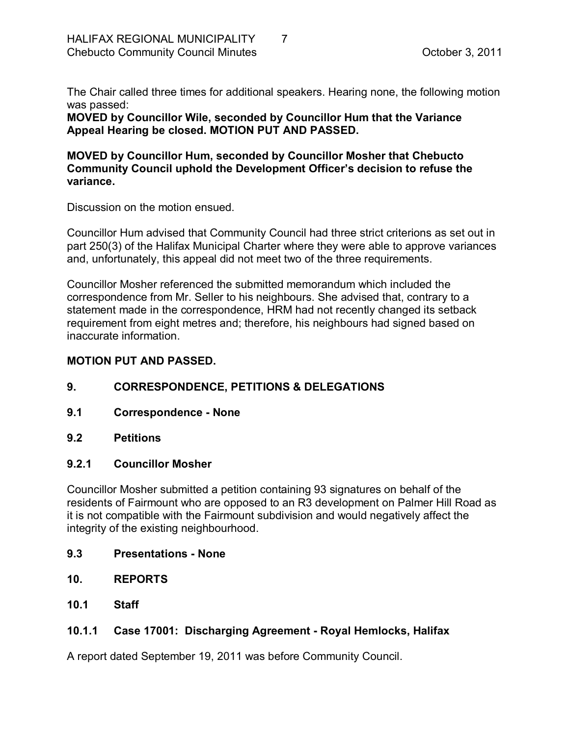The Chair called three times for additional speakers. Hearing none, the following motion was passed:

**MOVED by Councillor Wile, seconded by Councillor Hum that the Variance Appeal Hearing be closed. MOTION PUT AND PASSED.**

**MOVED by Councillor Hum, seconded by Councillor Mosher that Chebucto Community Council uphold the Development Officer's decision to refuse the variance.**

Discussion on the motion ensued.

Councillor Hum advised that Community Council had three strict criterions as set out in part 250(3) of the Halifax Municipal Charter where they were able to approve variances and, unfortunately, this appeal did not meet two of the three requirements.

Councillor Mosher referenced the submitted memorandum which included the correspondence from Mr. Seller to his neighbours. She advised that, contrary to a statement made in the correspondence, HRM had not recently changed its setback requirement from eight metres and; therefore, his neighbours had signed based on inaccurate information.

**MOTION PUT AND PASSED.**

## 9. CORRESPONDENCE, PETITIONS & DELEGATIONS

### 9.1 Correspondence - None

### 9.2 Petitions

#### 9.2.1 Councillor Mosher

Councillor Mosher submitted a petition containing 93 signatures on behalf of the residents of Fairmount who are opposed to an R3 development on Palmer Hill Road as it is not compatible with the Fairmount subdivision and would negatively affect the integrity of the existing neighbourhood.

### 9.3 Presentations - None

## 10. REPORTS

### 10.1 Staff

#### 10.1.1 Case 17001: Discharging Agreement - Royal Hemlocks, Halifax

A report dated September 19, 2011 was before Community Council.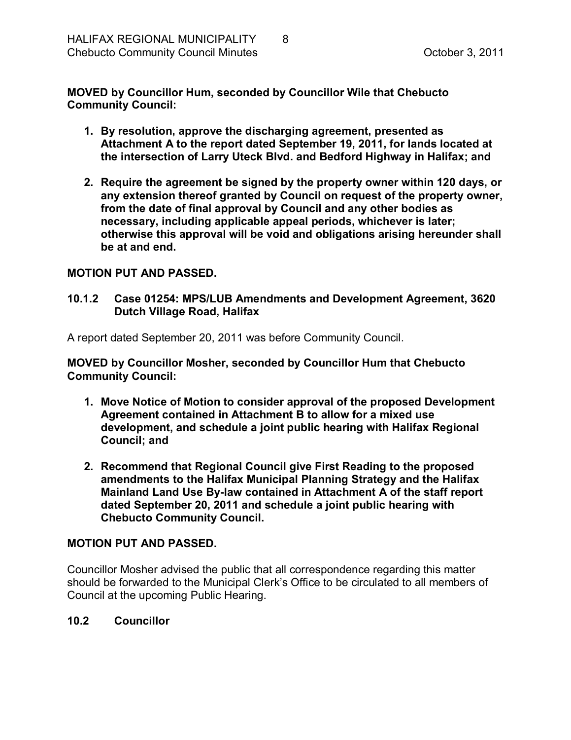**MOVED by Councillor Hum, seconded by Councillor Wile that Chebucto Community Council:**

1. **By resolution, approve the discharging agreement, presented as Attachment A to the report dated September 19, 2011, for lands located at the intersection of Larry Uteck Blvd. and Bedford Highway in Halifax; and**

2. **Require the agreement be signed by the property owner within 120 days, or any extension thereof granted by Council on request of the property owner, from the date of final approval by Council and any other bodies as necessary, including applicable appeal periods, whichever is later; otherwise this approval will be void and obligations arising hereunder shall be at and end.**

**MOTION PUT AND PASSED.**

### 10.1.2 Case 01254: MPS/LUB Amendments and Development Agreement, 3620 Dutch Village Road, Halifax

A report dated September 20, 2011 was before Community Council.

**MOVED by Councillor Mosher, seconded by Councillor Hum that Chebucto Community Council:**

1. **Move Notice of Motion to consider approval of the proposed Development Agreement contained in Attachment B to allow for a mixed use development, and schedule a joint public hearing with Halifax Regional Council; and**

2. **Recommend that Regional Council give First Reading to the proposed amendments to the Halifax Municipal Planning Strategy and the Halifax Mainland Land Use By-law contained in Attachment A of the staff report dated September 20, 2011 and schedule a joint public hearing with Chebucto Community Council.**

**MOTION PUT AND PASSED.**

Councillor Mosher advised the public that all correspondence regarding this matter should be forwarded to the Municipal Clerk's Office to be circulated to all members of Council at the upcoming Public Hearing.

### 10.2 Councillor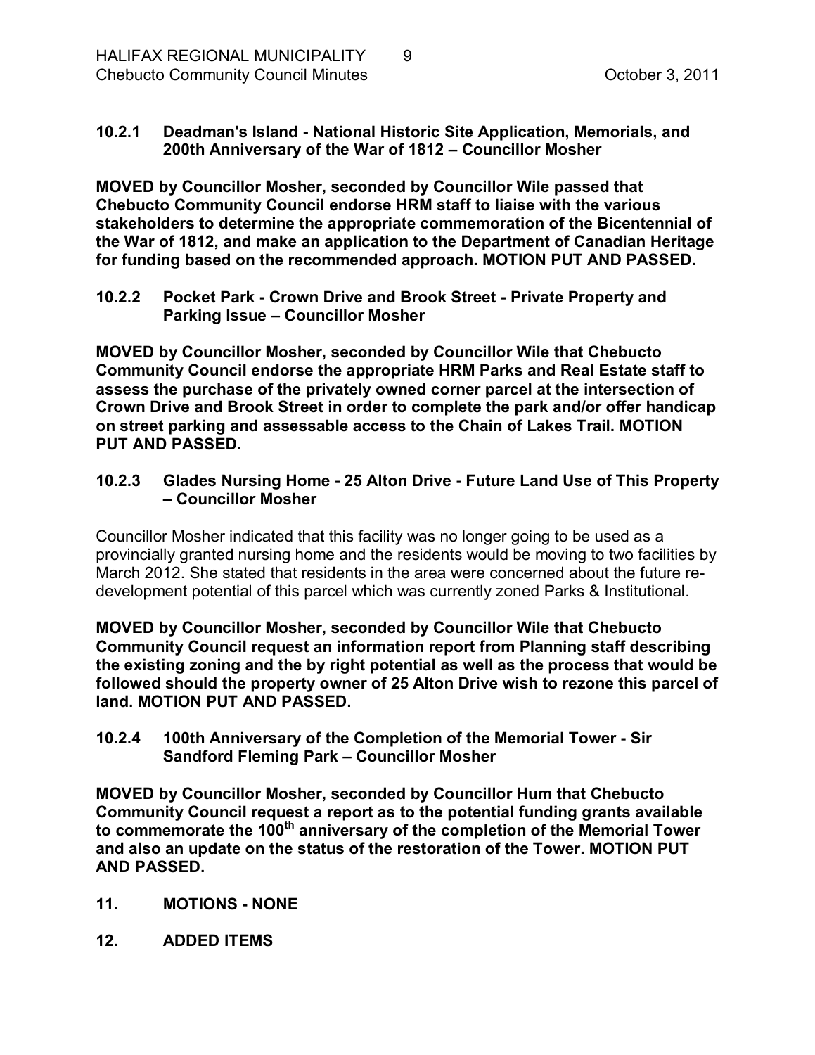### 10.2.1 Deadman's Island - National Historic Site Application, Memorials, and 200th Anniversary of the War of 1812 – Councillor Mosher

**MOVED by Councillor Mosher, seconded by Councillor Wile passed that Chebucto Community Council endorse HRM staff to liaise with the various stakeholders to determine the appropriate commemoration of the Bicentennial of the War of 1812, and make an application to the Department of Canadian Heritage for funding based on the recommended approach. MOTION PUT AND PASSED.**

### 10.2.2 Pocket Park - Crown Drive and Brook Street - Private Property and Parking Issue – Councillor Mosher

**MOVED by Councillor Mosher, seconded by Councillor Wile that Chebucto Community Council endorse the appropriate HRM Parks and Real Estate staff to assess the purchase of the privately owned corner parcel at the intersection of Crown Drive and Brook Street in order to complete the park and/or offer handicap on street parking and assessable access to the Chain of Lakes Trail. MOTION PUT AND PASSED.**

### 10.2.3 Glades Nursing Home - 25 Alton Drive - Future Land Use of This Property – Councillor Mosher

Councillor Mosher indicated that this facility was no longer going to be used as a provincially granted nursing home and the residents would be moving to two facilities by March 2012. She stated that residents in the area were concerned about the future re-development potential of this parcel which was currently zoned Parks & Institutional.

**MOVED by Councillor Mosher, seconded by Councillor Wile that Chebucto Community Council request an information report from Planning staff describing the existing zoning and the by right potential as well as the process that would be followed should the property owner of 25 Alton Drive wish to rezone this parcel of land. MOTION PUT AND PASSED.**

### 10.2.4 100th Anniversary of the Completion of the Memorial Tower - Sir Sandford Fleming Park – Councillor Mosher

**MOVED by Councillor Mosher, seconded by Councillor Hum that Chebucto Community Council request a report as to the potential funding grants available to commemorate the 100th anniversary of the completion of the Memorial Tower and also an update on the status of the restoration of the Tower. MOTION PUT AND PASSED.**

## 11. MOTIONS - NONE

## 12. ADDED ITEMS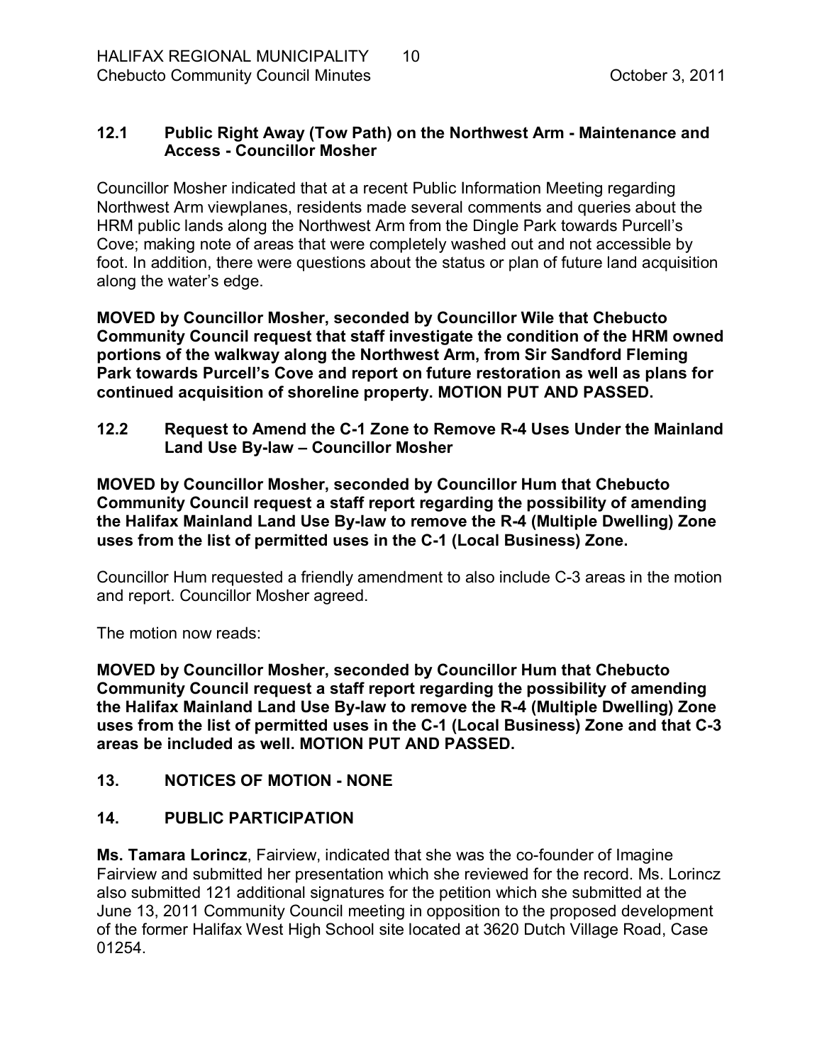### 12.1 Public Right Away (Tow Path) on the Northwest Arm - Maintenance and Access - Councillor Mosher

Councillor Mosher indicated that at a recent Public Information Meeting regarding Northwest Arm viewplanes, residents made several comments and queries about the HRM public lands along the Northwest Arm from the Dingle Park towards Purcell's Cove; making note of areas that were completely washed out and not accessible by foot. In addition, there were questions about the status or plan of future land acquisition along the water's edge.

**MOVED by Councillor Mosher, seconded by Councillor Wile that Chebucto Community Council request that staff investigate the condition of the HRM owned portions of the walkway along the Northwest Arm, from Sir Sandford Fleming Park towards Purcell's Cove and report on future restoration as well as plans for continued acquisition of shoreline property. MOTION PUT AND PASSED.**

### 12.2 Request to Amend the C-1 Zone to Remove R-4 Uses Under the Mainland Land Use By-law – Councillor Mosher

**MOVED by Councillor Mosher, seconded by Councillor Hum that Chebucto Community Council request a staff report regarding the possibility of amending the Halifax Mainland Land Use By-law to remove the R-4 (Multiple Dwelling) Zone uses from the list of permitted uses in the C-1 (Local Business) Zone.**

Councillor Hum requested a friendly amendment to also include C-3 areas in the motion and report. Councillor Mosher agreed.

The motion now reads:

**MOVED by Councillor Mosher, seconded by Councillor Hum that Chebucto Community Council request a staff report regarding the possibility of amending the Halifax Mainland Land Use By-law to remove the R-4 (Multiple Dwelling) Zone uses from the list of permitted uses in the C-1 (Local Business) Zone and that C-3 areas be included as well. MOTION PUT AND PASSED.**

## 13. NOTICES OF MOTION - NONE

## 14. PUBLIC PARTICIPATION

**Ms. Tamara Lorincz**, Fairview, indicated that she was the co-founder of Imagine Fairview and submitted her presentation which she reviewed for the record. Ms. Lorincz also submitted 121 additional signatures for the petition which she submitted at the June 13, 2011 Community Council meeting in opposition to the proposed development of the former Halifax West High School site located at 3620 Dutch Village Road, Case 01254.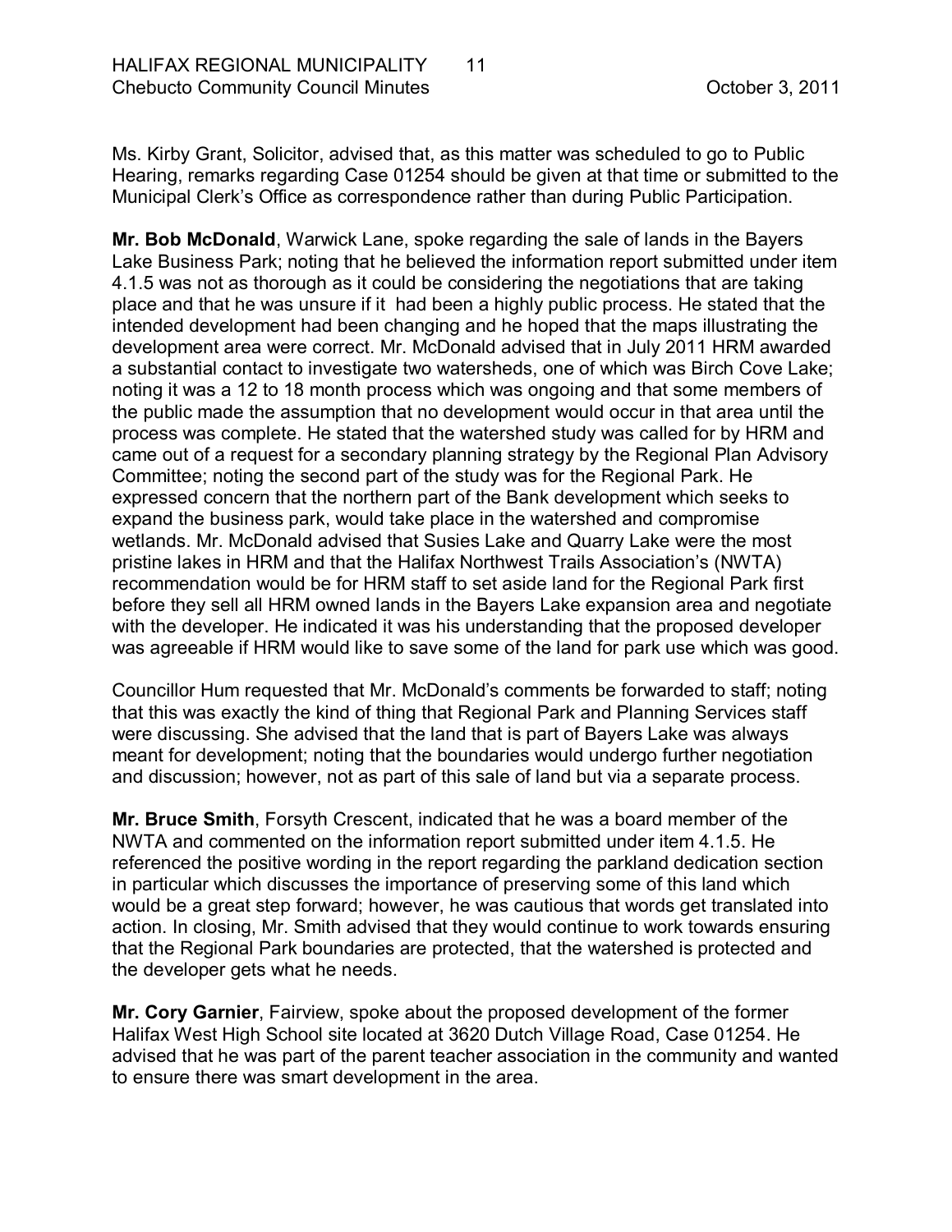Ms. Kirby Grant, Solicitor, advised that, as this matter was scheduled to go to Public Hearing, remarks regarding Case 01254 should be given at that time or submitted to the Municipal Clerk's Office as correspondence rather than during Public Participation.

**Mr. Bob McDonald**, Warwick Lane, spoke regarding the sale of lands in the Bayers Lake Business Park; noting that he believed the information report submitted under item 4.1.5 was not as thorough as it could be considering the negotiations that are taking place and that he was unsure if it had been a highly public process. He stated that the intended development had been changing and he hoped that the maps illustrating the development area were correct. Mr. McDonald advised that in July 2011 HRM awarded a substantial contact to investigate two watersheds, one of which was Birch Cove Lake; noting it was a 12 to 18 month process which was ongoing and that some members of the public made the assumption that no development would occur in that area until the process was complete. He stated that the watershed study was called for by HRM and came out of a request for a secondary planning strategy by the Regional Plan Advisory Committee; noting the second part of the study was for the Regional Park. He expressed concern that the northern part of the Bank development which seeks to expand the business park, would take place in the watershed and compromise wetlands. Mr. McDonald advised that Susies Lake and Quarry Lake were the most pristine lakes in HRM and that the Halifax Northwest Trails Association's (NWTA) recommendation would be for HRM staff to set aside land for the Regional Park first before they sell all HRM owned lands in the Bayers Lake expansion area and negotiate with the developer. He indicated it was his understanding that the proposed developer was agreeable if HRM would like to save some of the land for park use which was good.

Councillor Hum requested that Mr. McDonald's comments be forwarded to staff; noting that this was exactly the kind of thing that Regional Park and Planning Services staff were discussing. She advised that the land that is part of Bayers Lake was always meant for development; noting that the boundaries would undergo further negotiation and discussion; however, not as part of this sale of land but via a separate process.

**Mr. Bruce Smith**, Forsyth Crescent, indicated that he was a board member of the NWTA and commented on the information report submitted under item 4.1.5. He referenced the positive wording in the report regarding the parkland dedication section in particular which discusses the importance of preserving some of this land which would be a great step forward; however, he was cautious that words get translated into action. In closing, Mr. Smith advised that they would continue to work towards ensuring that the Regional Park boundaries are protected, that the watershed is protected and the developer gets what he needs.

**Mr. Cory Garnier**, Fairview, spoke about the proposed development of the former Halifax West High School site located at 3620 Dutch Village Road, Case 01254. He advised that he was part of the parent teacher association in the community and wanted to ensure there was smart development in the area.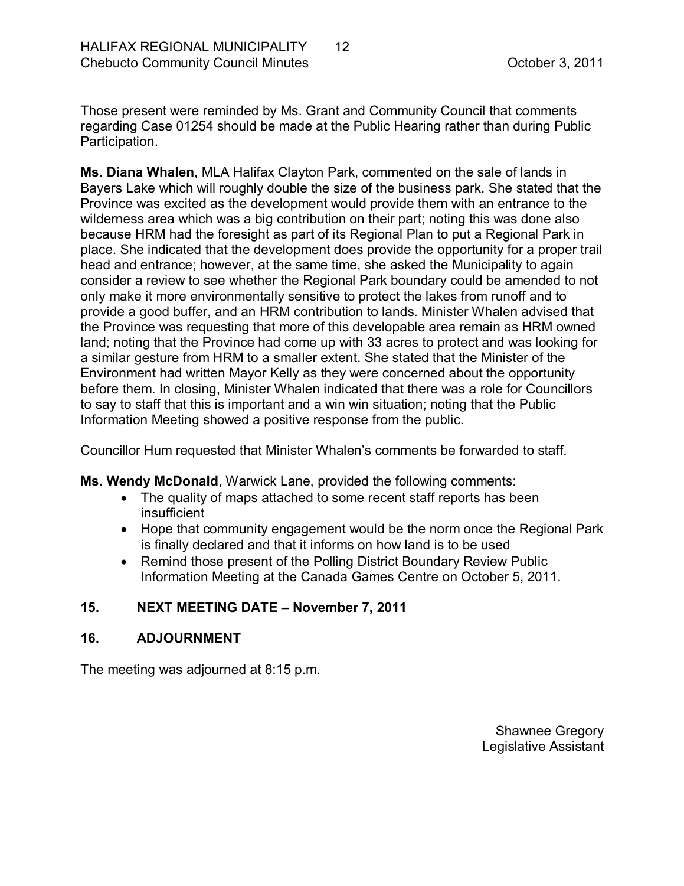Those present were reminded by Ms. Grant and Community Council that comments regarding Case 01254 should be made at the Public Hearing rather than during Public Participation.

**Ms. Diana Whalen**, MLA Halifax Clayton Park, commented on the sale of lands in Bayers Lake which will roughly double the size of the business park. She stated that the Province was excited as the development would provide them with an entrance to the wilderness area which was a big contribution on their part; noting this was done also because HRM had the foresight as part of its Regional Plan to put a Regional Park in place. She indicated that the development does provide the opportunity for a proper trail head and entrance; however, at the same time, she asked the Municipality to again consider a review to see whether the Regional Park boundary could be amended to not only make it more environmentally sensitive to protect the lakes from runoff and to provide a good buffer, and an HRM contribution to lands. Minister Whalen advised that the Province was requesting that more of this developable area remain as HRM owned land; noting that the Province had come up with 33 acres to protect and was looking for a similar gesture from HRM to a smaller extent. She stated that the Minister of the Environment had written Mayor Kelly as they were concerned about the opportunity before them. In closing, Minister Whalen indicated that there was a role for Councillors to say to staff that this is important and a win win situation; noting that the Public Information Meeting showed a positive response from the public.

Councillor Hum requested that Minister Whalen's comments be forwarded to staff.

**Ms. Wendy McDonald**, Warwick Lane, provided the following comments:

- The quality of maps attached to some recent staff reports has been insufficient
- Hope that community engagement would be the norm once the Regional Park is finally declared and that it informs on how land is to be used
- Remind those present of the Polling District Boundary Review Public Information Meeting at the Canada Games Centre on October 5, 2011.

## 15. NEXT MEETING DATE – November 7, 2011

## 16. ADJOURNMENT

The meeting was adjourned at 8:15 p.m.

Shawnee Gregory
Legislative Assistant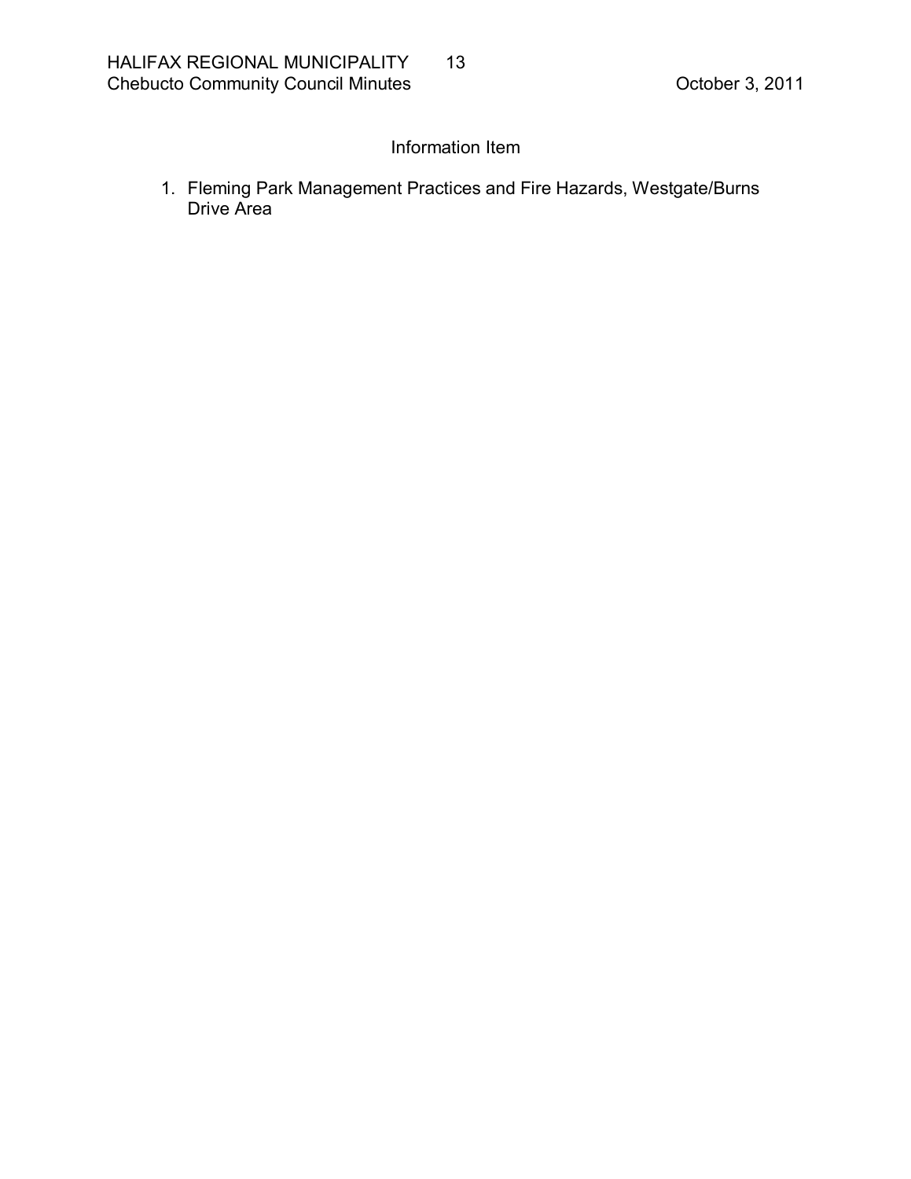## Information Item

1. Fleming Park Management Practices and Fire Hazards, Westgate/Burns Drive Area